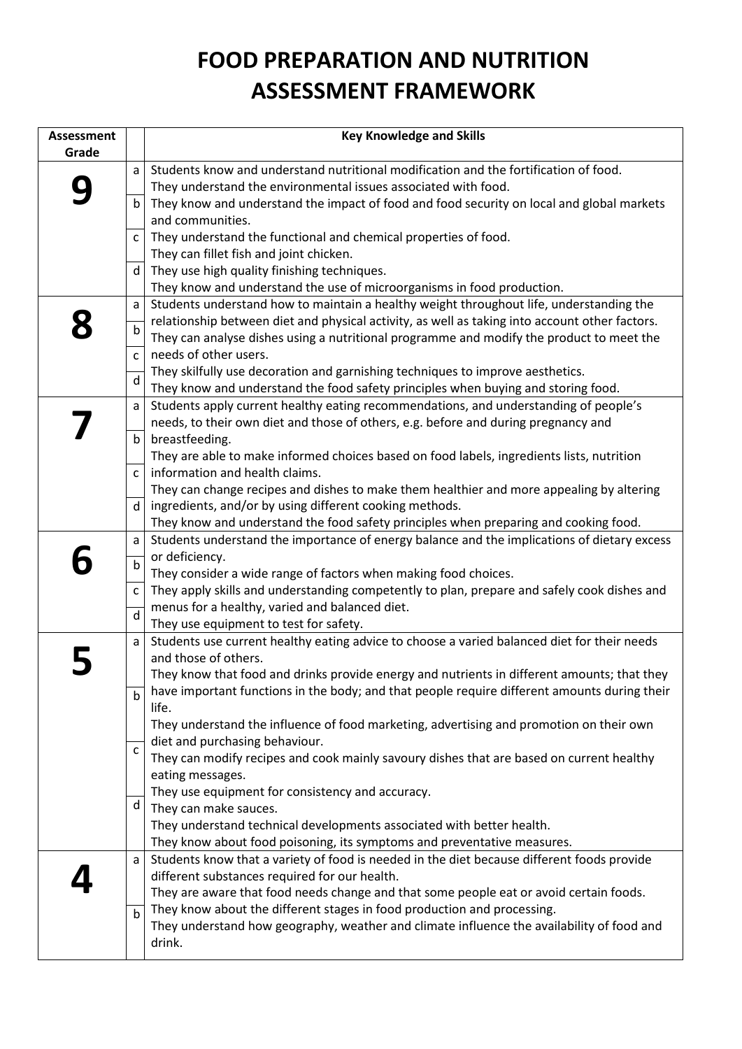# FOOD PREPARATION AND NUTRITION ASSESSMENT FRAMEWORK

| Assessment Grade | | Key Knowledge and Skills |
|---|---|---|
| **9** | a<br>b<br>c<br>d | Students know and understand nutritional modification and the fortification of food.<br>They understand the environmental issues associated with food.<br>They know and understand the impact of food and food security on local and global markets and communities.<br>They understand the functional and chemical properties of food.<br>They can fillet fish and joint chicken.<br>They use high quality finishing techniques.<br>They know and understand the use of microorganisms in food production. |
| **8** | a<br>b<br>c<br>d | Students understand how to maintain a healthy weight throughout life, understanding the relationship between diet and physical activity, as well as taking into account other factors.<br>They can analyse dishes using a nutritional programme and modify the product to meet the needs of other users.<br>They skilfully use decoration and garnishing techniques to improve aesthetics.<br>They know and understand the food safety principles when buying and storing food. |
| **7** | a<br>b<br>c<br>d | Students apply current healthy eating recommendations, and understanding of people's needs, to their own diet and those of others, e.g. before and during pregnancy and breastfeeding.<br>They are able to make informed choices based on food labels, ingredients lists, nutrition information and health claims.<br>They can change recipes and dishes to make them healthier and more appealing by altering ingredients, and/or by using different cooking methods.<br>They know and understand the food safety principles when preparing and cooking food. |
| **6** | a<br>b<br>c<br>d | Students understand the importance of energy balance and the implications of dietary excess or deficiency.<br>They consider a wide range of factors when making food choices.<br>They apply skills and understanding competently to plan, prepare and safely cook dishes and menus for a healthy, varied and balanced diet.<br>They use equipment to test for safety. |
| **5** | a<br>b<br>c<br>d | Students use current healthy eating advice to choose a varied balanced diet for their needs and those of others.<br>They know that food and drinks provide energy and nutrients in different amounts; that they have important functions in the body; and that people require different amounts during their life.<br>They understand the influence of food marketing, advertising and promotion on their own diet and purchasing behaviour.<br>They can modify recipes and cook mainly savoury dishes that are based on current healthy eating messages.<br>They use equipment for consistency and accuracy.<br>They can make sauces.<br>They understand technical developments associated with better health.<br>They know about food poisoning, its symptoms and preventative measures. |
| **4** | a<br>b | Students know that a variety of food is needed in the diet because different foods provide different substances required for our health.<br>They are aware that food needs change and that some people eat or avoid certain foods.<br>They know about the different stages in food production and processing.<br>They understand how geography, weather and climate influence the availability of food and drink. |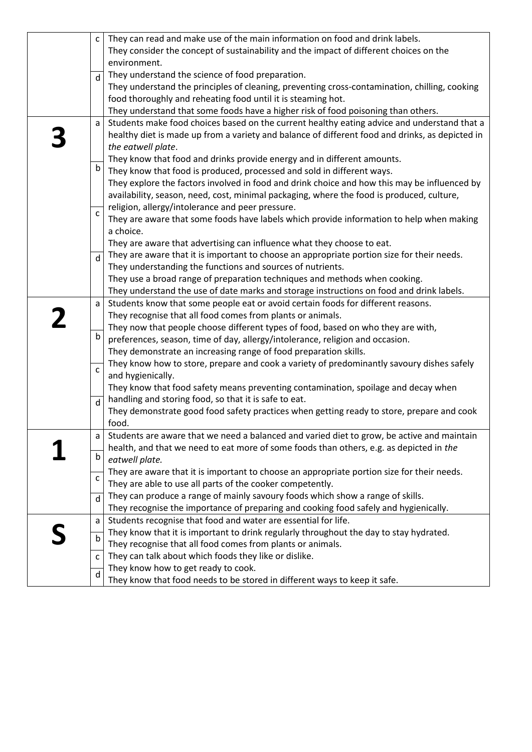| | | |
|---|---|---|
| | c<br>d | They can read and make use of the main information on food and drink labels.<br>They consider the concept of sustainability and the impact of different choices on the environment.<br>They understand the science of food preparation.<br>They understand the principles of cleaning, preventing cross-contamination, chilling, cooking food thoroughly and reheating food until it is steaming hot.<br>They understand that some foods have a higher risk of food poisoning than others. |
| **3** | a<br>b<br>c<br>d | Students make food choices based on the current healthy eating advice and understand that a healthy diet is made up from a variety and balance of different food and drinks, as depicted in *the eatwell plate*.<br>They know that food and drinks provide energy and in different amounts.<br>They know that food is produced, processed and sold in different ways.<br>They explore the factors involved in food and drink choice and how this may be influenced by availability, season, need, cost, minimal packaging, where the food is produced, culture, religion, allergy/intolerance and peer pressure.<br>They are aware that some foods have labels which provide information to help when making a choice.<br>They are aware that advertising can influence what they choose to eat.<br>They are aware that it is important to choose an appropriate portion size for their needs.<br>They understanding the functions and sources of nutrients.<br>They use a broad range of preparation techniques and methods when cooking.<br>They understand the use of date marks and storage instructions on food and drink labels. |
| **2** | a<br>b<br>c<br>d | Students know that some people eat or avoid certain foods for different reasons.<br>They recognise that all food comes from plants or animals.<br>They now that people choose different types of food, based on who they are with, preferences, season, time of day, allergy/intolerance, religion and occasion.<br>They demonstrate an increasing range of food preparation skills.<br>They know how to store, prepare and cook a variety of predominantly savoury dishes safely and hygienically.<br>They know that food safety means preventing contamination, spoilage and decay when handling and storing food, so that it is safe to eat.<br>They demonstrate good food safety practices when getting ready to store, prepare and cook food. |
| **1** | a<br>b<br>c<br>d | Students are aware that we need a balanced and varied diet to grow, be active and maintain health, and that we need to eat more of some foods than others, e.g. as depicted in *the eatwell plate.*<br>They are aware that it is important to choose an appropriate portion size for their needs.<br>They are able to use all parts of the cooker competently.<br>They can produce a range of mainly savoury foods which show a range of skills.<br>They recognise the importance of preparing and cooking food safely and hygienically. |
| **S** | a<br>b<br>c<br>d | Students recognise that food and water are essential for life.<br>They know that it is important to drink regularly throughout the day to stay hydrated.<br>They recognise that all food comes from plants or animals.<br>They can talk about which foods they like or dislike.<br>They know how to get ready to cook.<br>They know that food needs to be stored in different ways to keep it safe. |